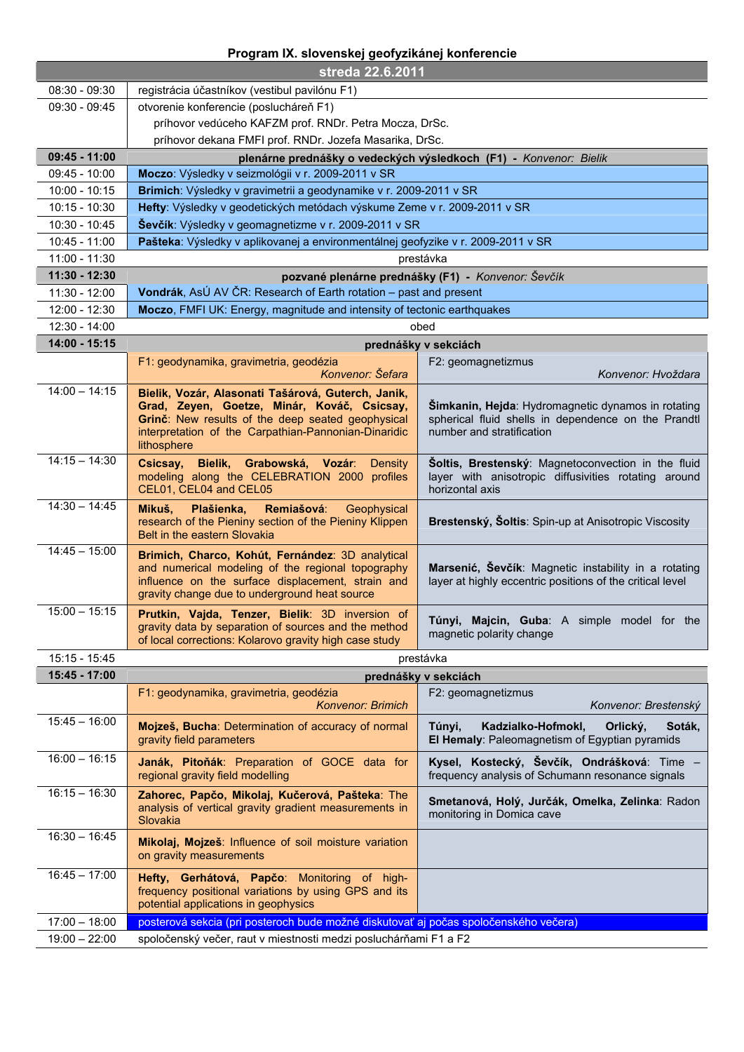# Program IX. slovenskej geofyzikánej konferencie

## streda 22.6.2011

| Čas | Program | |
|---|---|---|
| 08:30 - 09:30 | registrácia účastníkov (vestibul pavilónu F1) | |
| 09:30 - 09:45 | otvorenie konferencie (poslucháreň F1)<br>príhovor vedúceho KAFZM prof. RNDr. Petra Mocza, DrSc.<br>príhovor dekana FMFI prof. RNDr. Jozefa Masarika, DrSc. | |
| **09:45 - 11:00** | **plenárne prednášky o vedeckých výsledkoch (F1) -** *Konvenor: Bielik* | |
| 09:45 - 10:00 | **Moczo**: Výsledky v seizmológii v r. 2009-2011 v SR | |
| 10:00 - 10:15 | **Brimich**: Výsledky v gravimetrii a geodynamike v r. 2009-2011 v SR | |
| 10:15 - 10:30 | **Hefty**: Výsledky v geodetických metódach výskume Zeme v r. 2009-2011 v SR | |
| 10:30 - 10:45 | **Ševčík**: Výsledky v geomagnetizme v r. 2009-2011 v SR | |
| 10:45 - 11:00 | **Pašteka**: Výsledky v aplikovanej a environmentálnej geofyzike v r. 2009-2011 v SR | |
| 11:00 - 11:30 | prestávka | |
| **11:30 - 12:30** | **pozvané plenárne prednášky (F1) -** *Konvenor: Ševčík* | |
| 11:30 - 12:00 | **Vondrák**, AsÚ AV ČR: Research of Earth rotation – past and present | |
| 12:00 - 12:30 | **Moczo**, FMFI UK: Energy, magnitude and intensity of tectonic earthquakes | |
| 12:30 - 14:00 | obed | |
| **14:00 - 15:15** | **prednášky v sekciách** | |
| | F1: geodynamika, gravimetria, geodézia *Konvenor: Šefara* | F2: geomagnetizmus *Konvenor: Hvoždara* |
| 14:00 – 14:15 | **Bielik, Vozár, Alasonati Tašárová, Guterch, Janik, Grad, Zeyen, Goetze, Minár, Kováč, Csicsay, Grinč**: New results of the deep seated geophysical interpretation of the Carpathian-Pannonian-Dinaridic lithosphere | **Šimkanin, Hejda**: Hydromagnetic dynamos in rotating spherical fluid shells in dependence on the Prandtl number and stratification |
| 14:15 – 14:30 | **Csicsay, Bielik, Grabowská, Vozár**: Density modeling along the CELEBRATION 2000 profiles CEL01, CEL04 and CEL05 | **Šoltis, Brestenský**: Magnetoconvection in the fluid layer with anisotropic diffusivities rotating around horizontal axis |
| 14:30 – 14:45 | **Mikuš, Plašienka, Remiašová**: Geophysical research of the Pieniny section of the Pieniny Klippen Belt in the eastern Slovakia | **Brestenský, Šoltis**: Spin-up at Anisotropic Viscosity |
| 14:45 – 15:00 | **Brimich, Charco, Kohút, Fernández**: 3D analytical and numerical modeling of the regional topography influence on the surface displacement, strain and gravity change due to underground heat source | **Marsenić, Ševčík**: Magnetic instability in a rotating layer at highly eccentric positions of the critical level |
| 15:00 – 15:15 | **Prutkin, Vajda, Tenzer, Bielik**: 3D inversion of gravity data by separation of sources and the method of local corrections: Kolarovo gravity high case study | **Túnyi, Majcin, Guba**: A simple model for the magnetic polarity change |
| 15:15 - 15:45 | prestávka | |
| **15:45 - 17:00** | **prednášky v sekciách** | |
| | F1: geodynamika, gravimetria, geodézia *Konvenor: Brimich* | F2: geomagnetizmus *Konvenor: Brestenský* |
| 15:45 – 16:00 | **Mojzeš, Bucha**: Determination of accuracy of normal gravity field parameters | **Túnyi, Kadzialko-Hofmokl, Orlický, Soták, El Hemaly**: Paleomagnetism of Egyptian pyramids |
| 16:00 – 16:15 | **Janák, Pitoňák**: Preparation of GOCE data for regional gravity field modelling | **Kysel, Kostecký, Ševčík, Ondrášková**: Time – frequency analysis of Schumann resonance signals |
| 16:15 – 16:30 | **Zahorec, Papčo, Mikolaj, Kučerová, Pašteka**: The analysis of vertical gravity gradient measurements in Slovakia | **Smetanová, Holý, Jurčák, Omelka, Zelinka**: Radon monitoring in Domica cave |
| 16:30 – 16:45 | **Mikolaj, Mojzeš**: Influence of soil moisture variation on gravity measurements | |
| 16:45 – 17:00 | **Hefty, Gerhátová, Papčo**: Monitoring of high-frequency positional variations by using GPS and its potential applications in geophysics | |
| 17:00 – 18:00 | posterová sekcia (pri posteroch bude možné diskutovať aj počas spoločenského večera) | |
| 19:00 – 22:00 | spoločenský večer, raut v miestnosti medzi posluchárňami F1 a F2 | |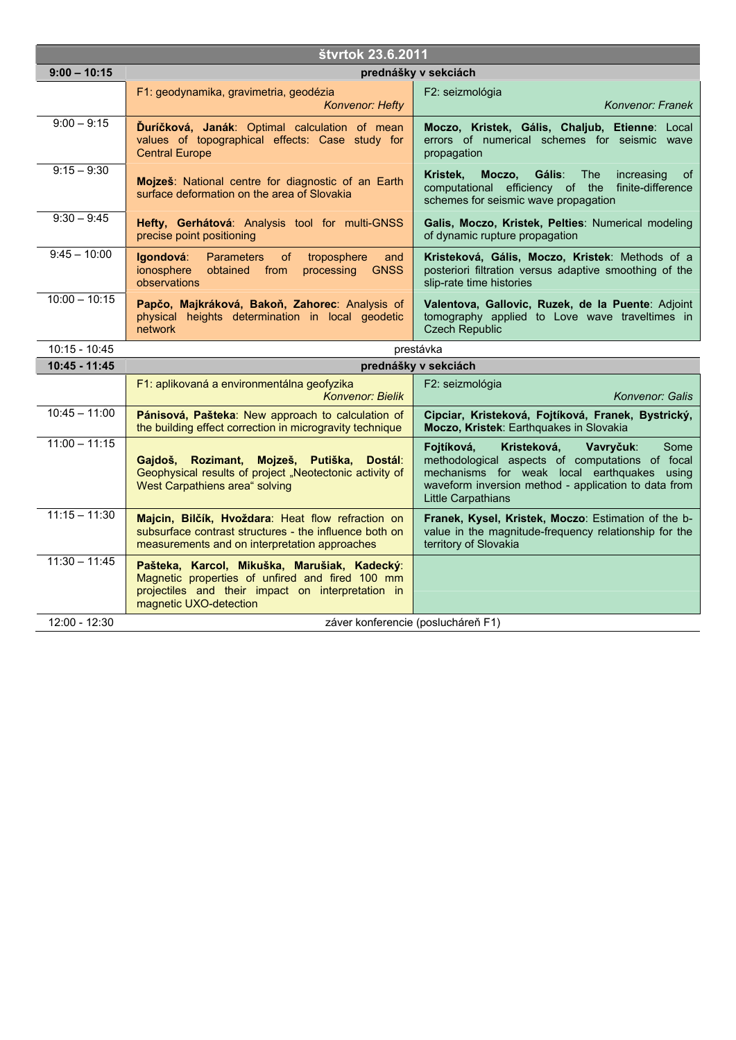| štvrtok 23.6.2011 | | |
|---|---|---|
| **9:00 – 10:15** | **prednášky v sekciách** | |
| | F1: geodynamika, gravimetria, geodézia *Konvenor: Hefty* | F2: seizmológia *Konvenor: Franek* |
| 9:00 – 9:15 | **Ďuríčková, Janák**: Optimal calculation of mean values of topographical effects: Case study for Central Europe | **Moczo, Kristek, Gális, Chaljub, Etienne**: Local errors of numerical schemes for seismic wave propagation |
| 9:15 – 9:30 | **Mojzeš**: National centre for diagnostic of an Earth surface deformation on the area of Slovakia | **Kristek, Moczo, Gális**: The increasing of computational efficiency of the finite-difference schemes for seismic wave propagation |
| 9:30 – 9:45 | **Hefty, Gerhátová**: Analysis tool for multi-GNSS precise point positioning | **Galis, Moczo, Kristek, Pelties**: Numerical modeling of dynamic rupture propagation |
| 9:45 – 10:00 | **Igondová**: Parameters of troposphere and ionosphere obtained from processing GNSS observations | **Kristeková, Gális, Moczo, Kristek**: Methods of a posteriori filtration versus adaptive smoothing of the slip-rate time histories |
| 10:00 – 10:15 | **Papčo, Majkráková, Bakoň, Zahorec**: Analysis of physical heights determination in local geodetic network | **Valentova, Gallovic, Ruzek, de la Puente**: Adjoint tomography applied to Love wave traveltimes in Czech Republic |
| 10:15 - 10:45 | prestávka | |
| **10:45 - 11:45** | **prednášky v sekciách** | |
| | F1: aplikovaná a environmentálna geofyzika *Konvenor: Bielik* | F2: seizmológia *Konvenor: Galis* |
| 10:45 – 11:00 | **Pánisová, Pašteka**: New approach to calculation of the building effect correction in microgravity technique | **Cipciar, Kristeková, Fojtíková, Franek, Bystrický, Moczo, Kristek**: Earthquakes in Slovakia |
| 11:00 – 11:15 | **Gajdoš, Rozimant, Mojzeš, Putiška, Dostál**: Geophysical results of project „Neotectonic activity of West Carpathiens area" solving | **Fojtíková, Kristeková, Vavryčuk**: Some methodological aspects of computations of focal mechanisms for weak local earthquakes using waveform inversion method - application to data from Little Carpathians |
| 11:15 – 11:30 | **Majcin, Bilčík, Hvoždara**: Heat flow refraction on subsurface contrast structures - the influence both on measurements and on interpretation approaches | **Franek, Kysel, Kristek, Moczo**: Estimation of the b-value in the magnitude-frequency relationship for the territory of Slovakia |
| 11:30 – 11:45 | **Pašteka, Karcol, Mikuška, Marušiak, Kadecký**: Magnetic properties of unfired and fired 100 mm projectiles and their impact on interpretation in magnetic UXO-detection | |
| 12:00 - 12:30 | záver konferencie (poslucháreň F1) | |